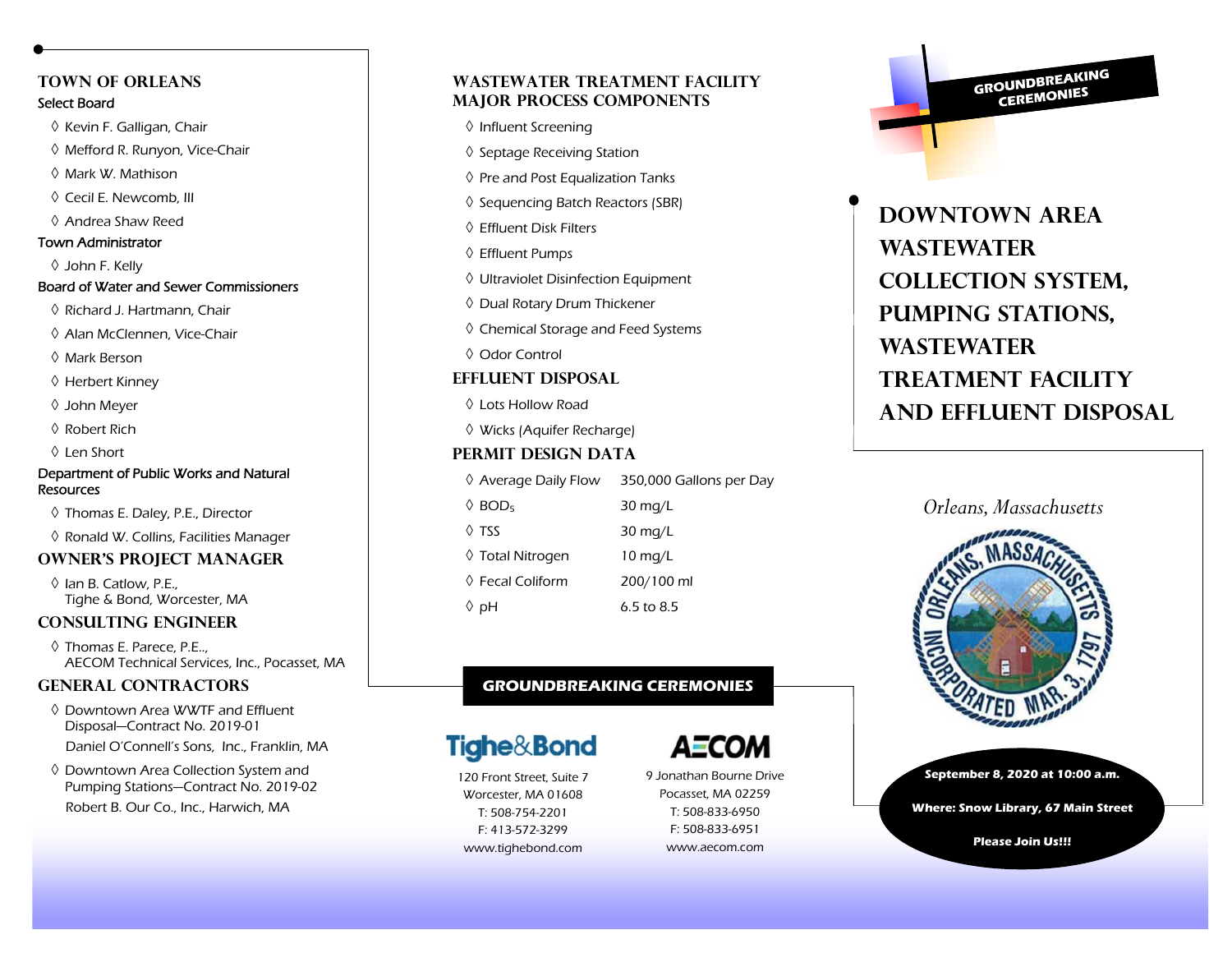## TOWN OF ORLEANS

### Select Board

- ◊ Kevin F. Galligan, Chair
- ◊ Mefford R. Runyon, Vice-Chair
- ◊ Mark W. Mathison
- ◊ Cecil E. Newcomb, III
- ◊ Andrea Shaw Reed

### Town Administrator

- ◊ John F. Kelly

### Board of Water and Sewer Commissioners

- ◊ Richard J. Hartmann, Chair
- ◊ Alan McClennen, Vice-Chair
- ◊ Mark Berson
- ◊ Herbert Kinney
- ◊ John Meyer
- ◊ Robert Rich
- ◊ Len Short

### Department of Public Works and Natural Resources

- ◊ Thomas E. Daley, P.E., Director
- ◊ Ronald W. Collins, Facilities Manager

## OWNER'S PROJECT MANAGER

- ◊ Ian B. Catlow, P.E., Tighe & Bond, Worcester, MA

## CONSULTING ENGINEER

- ◊ Thomas E. Parece, P.E.., AECOM Technical Services, Inc., Pocasset, MA

## GENERAL CONTRACTORS

- ◊ Downtown Area WWTF and Effluent Disposal—Contract No. 2019-01
  Daniel O'Connell's Sons, Inc., Franklin, MA
- ◊ Downtown Area Collection System and Pumping Stations—Contract No. 2019-02
  Robert B. Our Co., Inc., Harwich, MA

## WASTEWATER TREATMENT FACILITY MAJOR PROCESS COMPONENTS

- ◊ Influent Screening
- ◊ Septage Receiving Station
- ◊ Pre and Post Equalization Tanks
- ◊ Sequencing Batch Reactors (SBR)
- ◊ Effluent Disk Filters
- ◊ Effluent Pumps
- ◊ Ultraviolet Disinfection Equipment
- ◊ Dual Rotary Drum Thickener
- ◊ Chemical Storage and Feed Systems
- ◊ Odor Control

## EFFLUENT DISPOSAL

- ◊ Lots Hollow Road
- ◊ Wicks (Aquifer Recharge)

## PERMIT DESIGN DATA

| Parameter | Value |
|---|---|
| ◊ Average Daily Flow | 350,000 Gallons per Day |
| ◊ $BOD_5$ | 30 mg/L |
| ◊ TSS | 30 mg/L |
| ◊ Total Nitrogen | 10 mg/L |
| ◊ Fecal Coliform | 200/100 ml |
| ◊ pH | 6.5 to 8.5 |

**GROUNDBREAKING CEREMONIES**

**Tighe&Bond**
120 Front Street, Suite 7
Worcester, MA 01608
T: 508-754-2201
F: 413-572-3299
www.tighebond.com

**AECOM**
9 Jonathan Bourne Drive
Pocasset, MA 02259
T: 508-833-6950
F: 508-833-6951
www.aecom.com

**GROUNDBREAKING CEREMONIES**

# DOWNTOWN AREA WASTEWATER COLLECTION SYSTEM, PUMPING STATIONS, WASTEWATER TREATMENT FACILITY AND EFFLUENT DISPOSAL

*Orleans, Massachusetts*

ORLEANS, MASSACHUSETTS INCORPORATED MAR. 3, 1797

**September 8, 2020 at 10:00 a.m.**

**Where: Snow Library, 67 Main Street**

**Please Join Us!!!**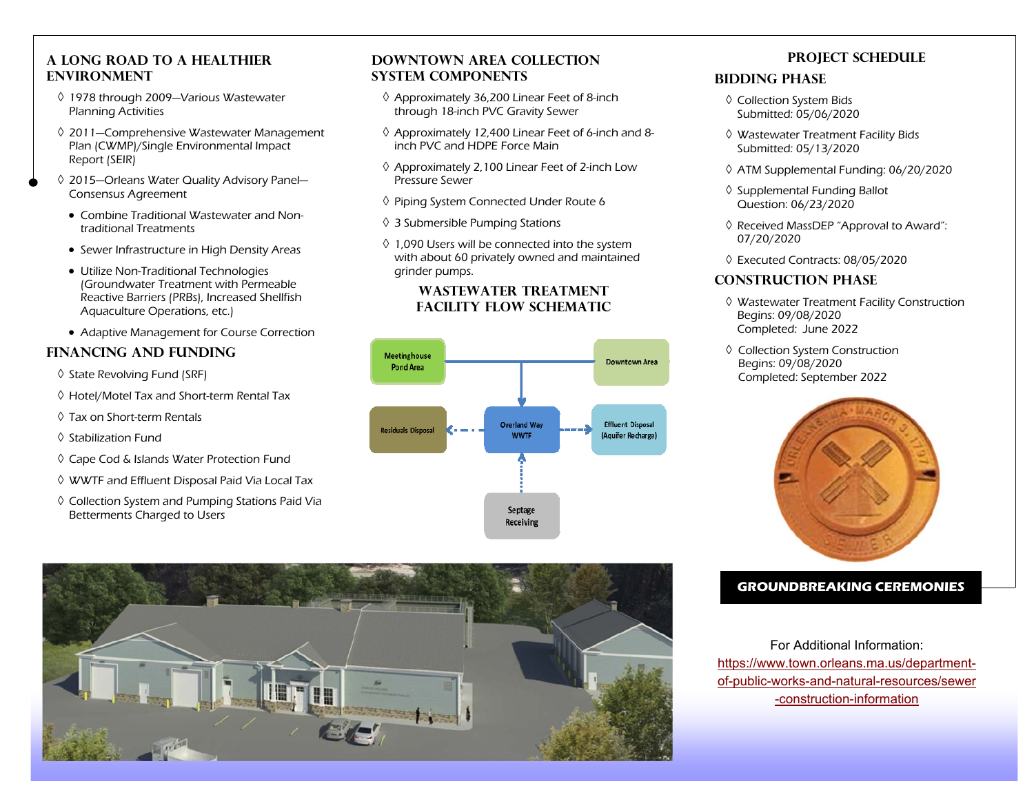## A LONG ROAD TO A HEALTHIER ENVIRONMENT

- 1978 through 2009—Various Wastewater Planning Activities
- 2011—Comprehensive Wastewater Management Plan (CWMP)/Single Environmental Impact Report (SEIR)
- 2015—Orleans Water Quality Advisory Panel—Consensus Agreement
  - Combine Traditional Wastewater and Non-traditional Treatments
  - Sewer Infrastructure in High Density Areas
  - Utilize Non-Traditional Technologies (Groundwater Treatment with Permeable Reactive Barriers (PRBs), Increased Shellfish Aquaculture Operations, etc.)
  - Adaptive Management for Course Correction

## FINANCING AND FUNDING

- State Revolving Fund (SRF)
- Hotel/Motel Tax and Short-term Rental Tax
- Tax on Short-term Rentals
- Stabilization Fund
- Cape Cod & Islands Water Protection Fund
- WWTF and Effluent Disposal Paid Via Local Tax
- Collection System and Pumping Stations Paid Via Betterments Charged to Users

## DOWNTOWN AREA COLLECTION SYSTEM COMPONENTS

- Approximately 36,200 Linear Feet of 8-inch through 18-inch PVC Gravity Sewer
- Approximately 12,400 Linear Feet of 6-inch and 8-inch PVC and HDPE Force Main
- Approximately 2,100 Linear Feet of 2-inch Low Pressure Sewer
- Piping System Connected Under Route 6
- 3 Submersible Pumping Stations
- 1,090 Users will be connected into the system with about 60 privately owned and maintained grinder pumps.

## WASTEWATER TREATMENT FACILITY FLOW SCHEMATIC

Meetinghouse Pond Area

Downtown Area

Residuals Disposal

Overland Way WWTF

Effluent Disposal (Aquifer Recharge)

Septage Receiving

## PROJECT SCHEDULE

### BIDDING PHASE

- Collection System Bids Submitted: 05/06/2020
- Wastewater Treatment Facility Bids Submitted: 05/13/2020
- ATM Supplemental Funding: 06/20/2020
- Supplemental Funding Ballot Question: 06/23/2020
- Received MassDEP "Approval to Award": 07/20/2020
- Executed Contracts: 08/05/2020

### CONSTRUCTION PHASE

- Wastewater Treatment Facility Construction Begins: 09/08/2020 Completed: June 2022
- Collection System Construction Begins: 09/08/2020 Completed: September 2022

ORLEANS, MA MARCH 3, 1797 SEWER

**GROUNDBREAKING CEREMONIES**

For Additional Information:
https://www.town.orleans.ma.us/department-of-public-works-and-natural-resources/sewer-construction-information